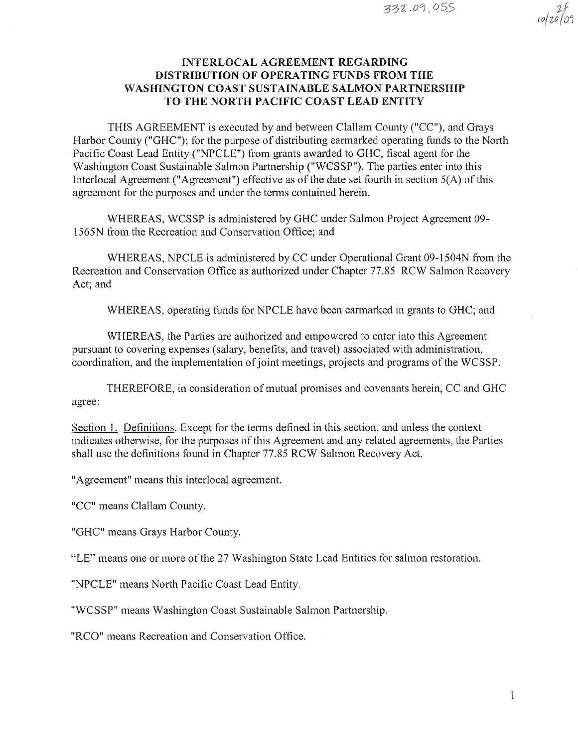332.09.055

2f
10/20/09

# INTERLOCAL AGREEMENT REGARDING DISTRIBUTION OF OPERATING FUNDS FROM THE WASHINGTON COAST SUSTAINABLE SALMON PARTNERSHIP TO THE NORTH PACIFIC COAST LEAD ENTITY

THIS AGREEMENT is executed by and between Clallam County ("CC"), and Grays Harbor County ("GHC"); for the purpose of distributing earmarked operating funds to the North Pacific Coast Lead Entity ("NPCLE") from grants awarded to GHC, fiscal agent for the Washington Coast Sustainable Salmon Partnership ("WCSSP"). The parties enter into this Interlocal Agreement ("Agreement") effective as of the date set fourth in section 5(A) of this agreement for the purposes and under the terms contained herein.

WHEREAS, WCSSP is administered by GHC under Salmon Project Agreement 09-1565N from the Recreation and Conservation Office; and

WHEREAS, NPCLE is administered by CC under Operational Grant 09-1504N from the Recreation and Conservation Office as authorized under Chapter 77.85 RCW Salmon Recovery Act; and

WHEREAS, operating funds for NPCLE have been earmarked in grants to GHC; and

WHEREAS, the Parties are authorized and empowered to enter into this Agreement pursuant to covering expenses (salary, benefits, and travel) associated with administration, coordination, and the implementation of joint meetings, projects and programs of the WCSSP.

THEREFORE, in consideration of mutual promises and covenants herein, CC and GHC agree:

Section 1. Definitions. Except for the terms defined in this section, and unless the context indicates otherwise, for the purposes of this Agreement and any related agreements, the Parties shall use the definitions found in Chapter 77.85 RCW Salmon Recovery Act.

"Agreement" means this interlocal agreement.

"CC" means Clallam County.

"GHC" means Grays Harbor County.

"LE" means one or more of the 27 Washington State Lead Entities for salmon restoration.

"NPCLE" means North Pacific Coast Lead Entity.

"WCSSP" means Washington Coast Sustainable Salmon Partnership.

"RCO" means Recreation and Conservation Office.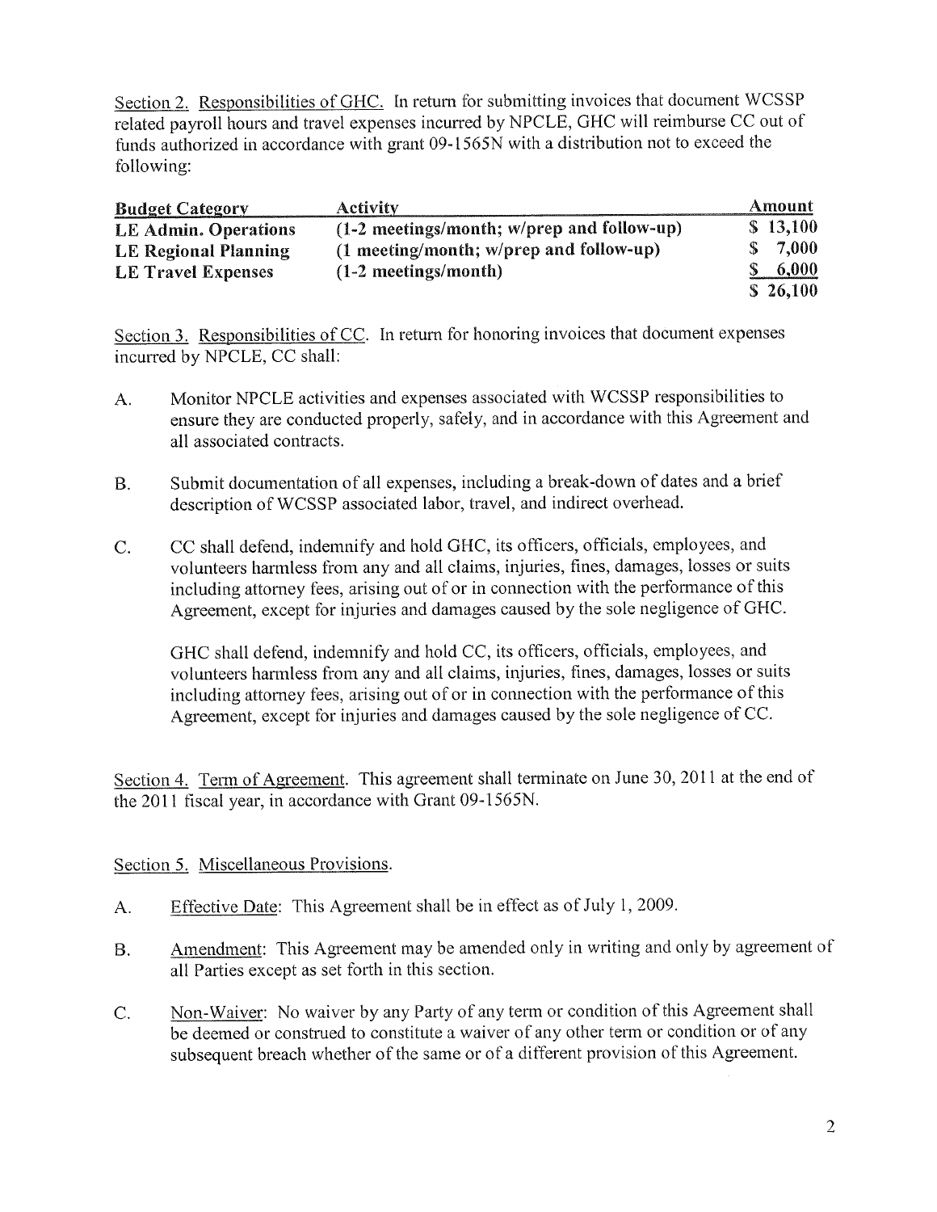Section 2. Responsibilities of GHC. In return for submitting invoices that document WCSSP related payroll hours and travel expenses incurred by NPCLE, GHC will reimburse CC out of funds authorized in accordance with grant 09-1565N with a distribution not to exceed the following:

| Budget Category | Activity | Amount |
|---|---|---|
| **LE Admin. Operations** | **(1-2 meetings/month; w/prep and follow-up)** | **$ 13,100** |
| **LE Regional Planning** | **(1 meeting/month; w/prep and follow-up)** | **$ 7,000** |
| **LE Travel Expenses** | **(1-2 meetings/month)** | **$ 6,000** |
| | | **$ 26,100** |

Section 3. Responsibilities of CC. In return for honoring invoices that document expenses incurred by NPCLE, CC shall:

A. Monitor NPCLE activities and expenses associated with WCSSP responsibilities to ensure they are conducted properly, safely, and in accordance with this Agreement and all associated contracts.

B. Submit documentation of all expenses, including a break-down of dates and a brief description of WCSSP associated labor, travel, and indirect overhead.

C. CC shall defend, indemnify and hold GHC, its officers, officials, employees, and volunteers harmless from any and all claims, injuries, fines, damages, losses or suits including attorney fees, arising out of or in connection with the performance of this Agreement, except for injuries and damages caused by the sole negligence of GHC.

   GHC shall defend, indemnify and hold CC, its officers, officials, employees, and volunteers harmless from any and all claims, injuries, fines, damages, losses or suits including attorney fees, arising out of or in connection with the performance of this Agreement, except for injuries and damages caused by the sole negligence of CC.

Section 4. Term of Agreement. This agreement shall terminate on June 30, 2011 at the end of the 2011 fiscal year, in accordance with Grant 09-1565N.

Section 5. Miscellaneous Provisions.

A. Effective Date: This Agreement shall be in effect as of July 1, 2009.

B. Amendment: This Agreement may be amended only in writing and only by agreement of all Parties except as set forth in this section.

C. Non-Waiver: No waiver by any Party of any term or condition of this Agreement shall be deemed or construed to constitute a waiver of any other term or condition or of any subsequent breach whether of the same or of a different provision of this Agreement.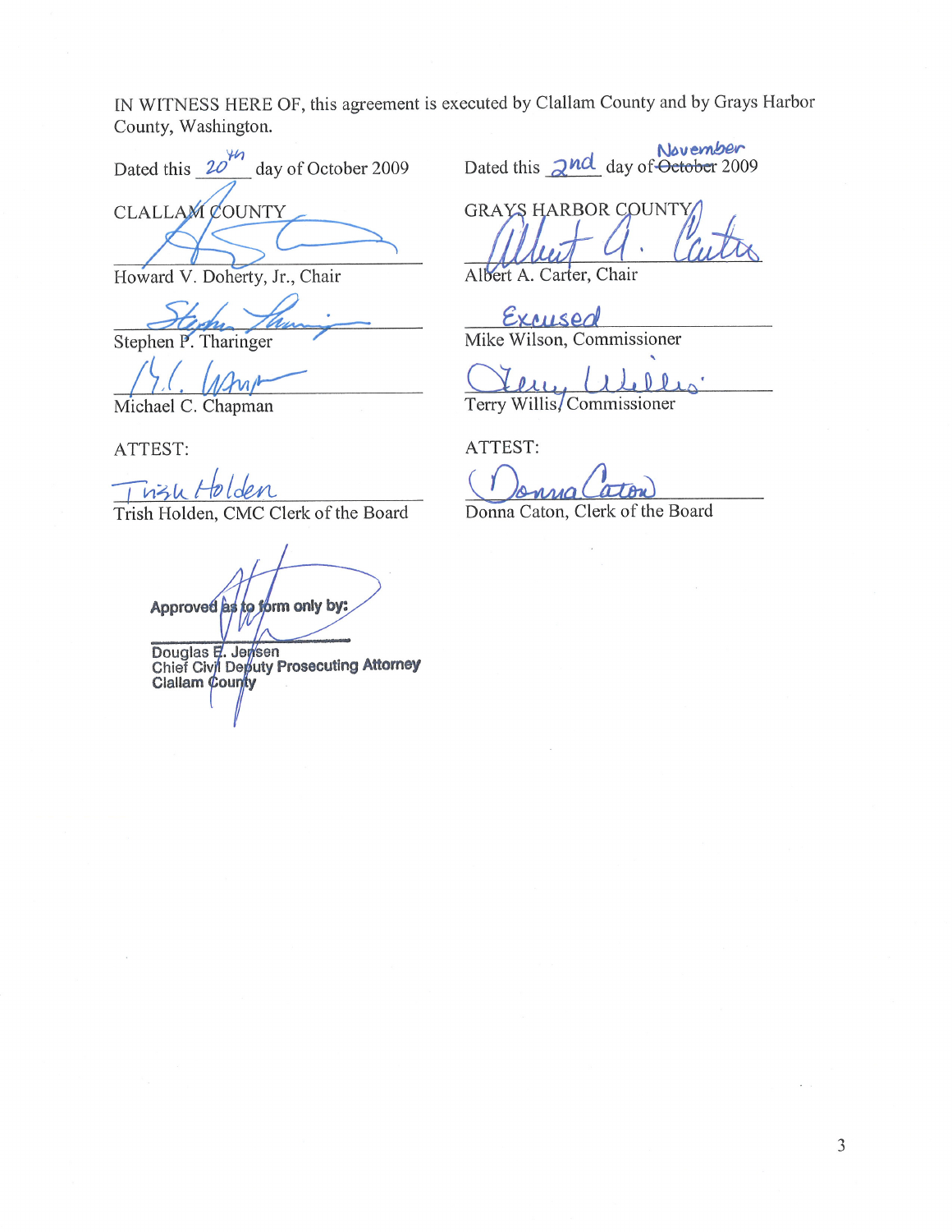IN WITNESS HERE OF, this agreement is executed by Clallam County and by Grays Harbor County, Washington.

Dated this 20th day of October 2009

CLALLAM COUNTY

Howard V. Doherty, Jr., Chair

Stephen P. Tharinger

Michael C. Chapman

ATTEST:

Trish Holden, CMC Clerk of the Board

Dated this 2nd day of ~~October~~ November 2009

GRAYS HARBOR COUNTY

Albert A. Carter, Chair

Excused

Mike Wilson, Commissioner

Terry Willis, Commissioner

ATTEST:

Donna Caton, Clerk of the Board

**Approved as to form only by:**

**Douglas E. Jensen**
**Chief Civil Deputy Prosecuting Attorney**
**Clallam County**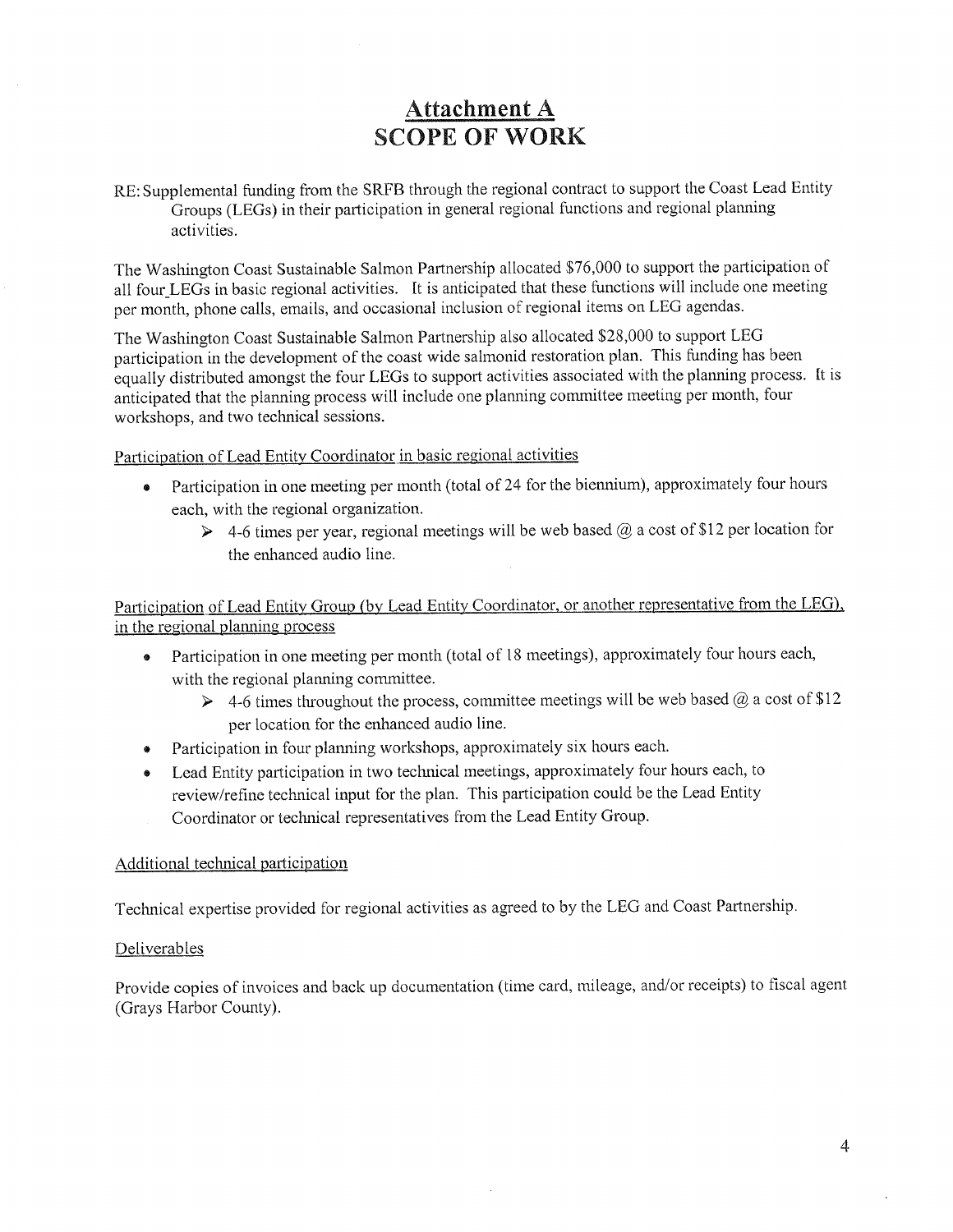# Attachment A
# SCOPE OF WORK

RE: Supplemental funding from the SRFB through the regional contract to support the Coast Lead Entity Groups (LEGs) in their participation in general regional functions and regional planning activities.

The Washington Coast Sustainable Salmon Partnership allocated $76,000 to support the participation of all four LEGs in basic regional activities. It is anticipated that these functions will include one meeting per month, phone calls, emails, and occasional inclusion of regional items on LEG agendas.

The Washington Coast Sustainable Salmon Partnership also allocated $28,000 to support LEG participation in the development of the coast wide salmonid restoration plan. This funding has been equally distributed amongst the four LEGs to support activities associated with the planning process. It is anticipated that the planning process will include one planning committee meeting per month, four workshops, and two technical sessions.

Participation of Lead Entity Coordinator in basic regional activities

- Participation in one meeting per month (total of 24 for the biennium), approximately four hours each, with the regional organization.
  - 4-6 times per year, regional meetings will be web based @ a cost of $12 per location for the enhanced audio line.

Participation of Lead Entity Group (by Lead Entity Coordinator, or another representative from the LEG), in the regional planning process

- Participation in one meeting per month (total of 18 meetings), approximately four hours each, with the regional planning committee.
  - 4-6 times throughout the process, committee meetings will be web based @ a cost of $12 per location for the enhanced audio line.
- Participation in four planning workshops, approximately six hours each.
- Lead Entity participation in two technical meetings, approximately four hours each, to review/refine technical input for the plan. This participation could be the Lead Entity Coordinator or technical representatives from the Lead Entity Group.

Additional technical participation

Technical expertise provided for regional activities as agreed to by the LEG and Coast Partnership.

Deliverables

Provide copies of invoices and back up documentation (time card, mileage, and/or receipts) to fiscal agent (Grays Harbor County).